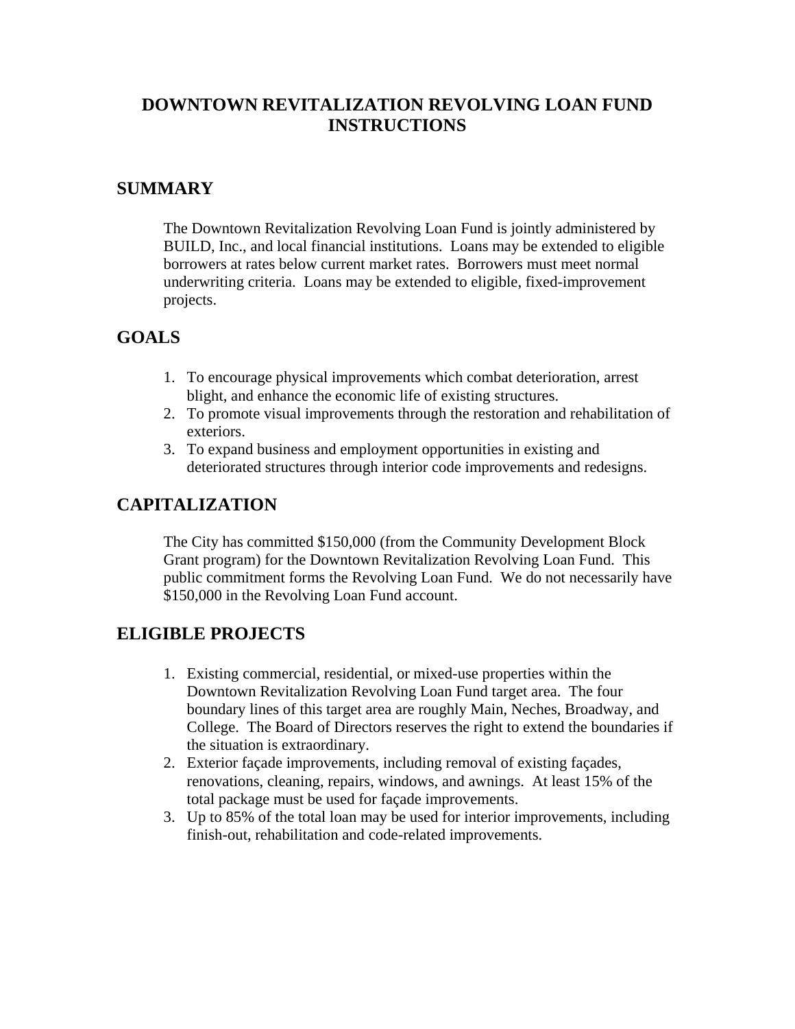# DOWNTOWN REVITALIZATION REVOLVING LOAN FUND INSTRUCTIONS

## SUMMARY

The Downtown Revitalization Revolving Loan Fund is jointly administered by BUILD, Inc., and local financial institutions. Loans may be extended to eligible borrowers at rates below current market rates. Borrowers must meet normal underwriting criteria. Loans may be extended to eligible, fixed-improvement projects.

## GOALS

1. To encourage physical improvements which combat deterioration, arrest blight, and enhance the economic life of existing structures.
2. To promote visual improvements through the restoration and rehabilitation of exteriors.
3. To expand business and employment opportunities in existing and deteriorated structures through interior code improvements and redesigns.

## CAPITALIZATION

The City has committed $150,000 (from the Community Development Block Grant program) for the Downtown Revitalization Revolving Loan Fund. This public commitment forms the Revolving Loan Fund. We do not necessarily have $150,000 in the Revolving Loan Fund account.

## ELIGIBLE PROJECTS

1. Existing commercial, residential, or mixed-use properties within the Downtown Revitalization Revolving Loan Fund target area. The four boundary lines of this target area are roughly Main, Neches, Broadway, and College. The Board of Directors reserves the right to extend the boundaries if the situation is extraordinary.
2. Exterior façade improvements, including removal of existing façades, renovations, cleaning, repairs, windows, and awnings. At least 15% of the total package must be used for façade improvements.
3. Up to 85% of the total loan may be used for interior improvements, including finish-out, rehabilitation and code-related improvements.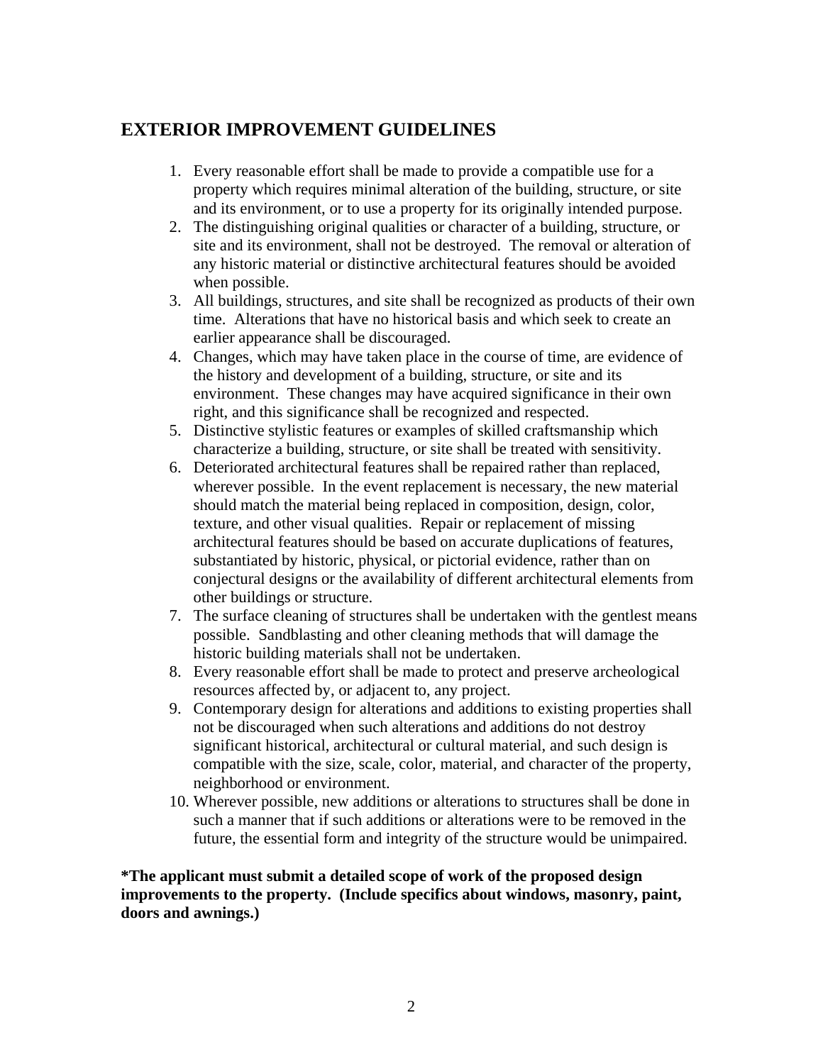## EXTERIOR IMPROVEMENT GUIDELINES

1. Every reasonable effort shall be made to provide a compatible use for a property which requires minimal alteration of the building, structure, or site and its environment, or to use a property for its originally intended purpose.
2. The distinguishing original qualities or character of a building, structure, or site and its environment, shall not be destroyed. The removal or alteration of any historic material or distinctive architectural features should be avoided when possible.
3. All buildings, structures, and site shall be recognized as products of their own time. Alterations that have no historical basis and which seek to create an earlier appearance shall be discouraged.
4. Changes, which may have taken place in the course of time, are evidence of the history and development of a building, structure, or site and its environment. These changes may have acquired significance in their own right, and this significance shall be recognized and respected.
5. Distinctive stylistic features or examples of skilled craftsmanship which characterize a building, structure, or site shall be treated with sensitivity.
6. Deteriorated architectural features shall be repaired rather than replaced, wherever possible. In the event replacement is necessary, the new material should match the material being replaced in composition, design, color, texture, and other visual qualities. Repair or replacement of missing architectural features should be based on accurate duplications of features, substantiated by historic, physical, or pictorial evidence, rather than on conjectural designs or the availability of different architectural elements from other buildings or structure.
7. The surface cleaning of structures shall be undertaken with the gentlest means possible. Sandblasting and other cleaning methods that will damage the historic building materials shall not be undertaken.
8. Every reasonable effort shall be made to protect and preserve archeological resources affected by, or adjacent to, any project.
9. Contemporary design for alterations and additions to existing properties shall not be discouraged when such alterations and additions do not destroy significant historical, architectural or cultural material, and such design is compatible with the size, scale, color, material, and character of the property, neighborhood or environment.
10. Wherever possible, new additions or alterations to structures shall be done in such a manner that if such additions or alterations were to be removed in the future, the essential form and integrity of the structure would be unimpaired.

**\*The applicant must submit a detailed scope of work of the proposed design improvements to the property. (Include specifics about windows, masonry, paint, doors and awnings.)**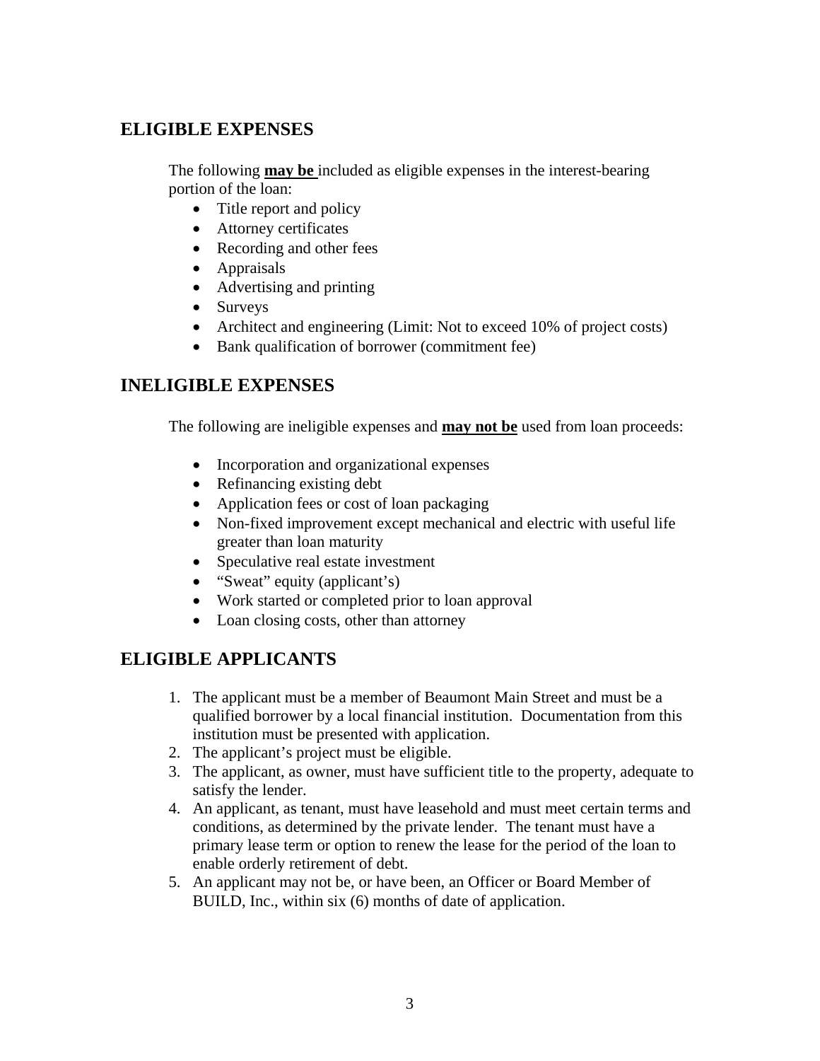## ELIGIBLE EXPENSES

The following **may be** included as eligible expenses in the interest-bearing portion of the loan:

- Title report and policy
- Attorney certificates
- Recording and other fees
- Appraisals
- Advertising and printing
- Surveys
- Architect and engineering (Limit: Not to exceed 10% of project costs)
- Bank qualification of borrower (commitment fee)

## INELIGIBLE EXPENSES

The following are ineligible expenses and **may not be** used from loan proceeds:

- Incorporation and organizational expenses
- Refinancing existing debt
- Application fees or cost of loan packaging
- Non-fixed improvement except mechanical and electric with useful life greater than loan maturity
- Speculative real estate investment
- "Sweat" equity (applicant's)
- Work started or completed prior to loan approval
- Loan closing costs, other than attorney

## ELIGIBLE APPLICANTS

1. The applicant must be a member of Beaumont Main Street and must be a qualified borrower by a local financial institution. Documentation from this institution must be presented with application.
2. The applicant's project must be eligible.
3. The applicant, as owner, must have sufficient title to the property, adequate to satisfy the lender.
4. An applicant, as tenant, must have leasehold and must meet certain terms and conditions, as determined by the private lender. The tenant must have a primary lease term or option to renew the lease for the period of the loan to enable orderly retirement of debt.
5. An applicant may not be, or have been, an Officer or Board Member of BUILD, Inc., within six (6) months of date of application.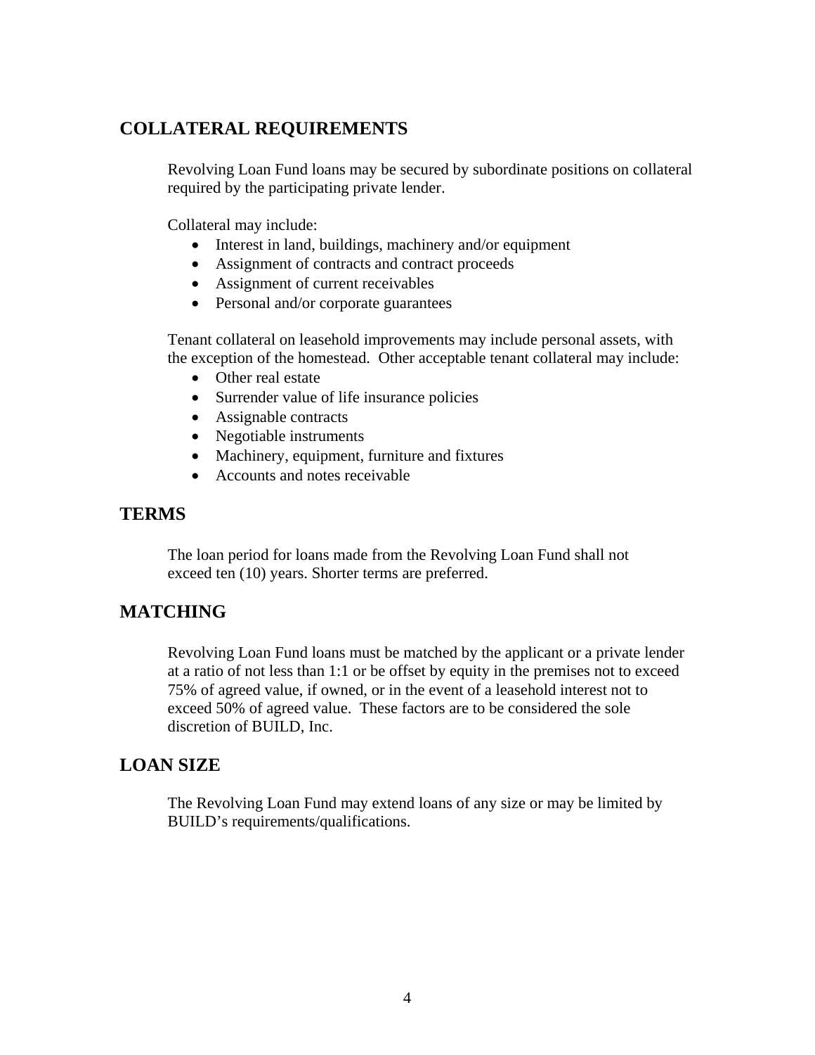## COLLATERAL REQUIREMENTS

Revolving Loan Fund loans may be secured by subordinate positions on collateral required by the participating private lender.

Collateral may include:

- Interest in land, buildings, machinery and/or equipment
- Assignment of contracts and contract proceeds
- Assignment of current receivables
- Personal and/or corporate guarantees

Tenant collateral on leasehold improvements may include personal assets, with the exception of the homestead. Other acceptable tenant collateral may include:

- Other real estate
- Surrender value of life insurance policies
- Assignable contracts
- Negotiable instruments
- Machinery, equipment, furniture and fixtures
- Accounts and notes receivable

## TERMS

The loan period for loans made from the Revolving Loan Fund shall not exceed ten (10) years. Shorter terms are preferred.

## MATCHING

Revolving Loan Fund loans must be matched by the applicant or a private lender at a ratio of not less than 1:1 or be offset by equity in the premises not to exceed 75% of agreed value, if owned, or in the event of a leasehold interest not to exceed 50% of agreed value. These factors are to be considered the sole discretion of BUILD, Inc.

## LOAN SIZE

The Revolving Loan Fund may extend loans of any size or may be limited by BUILD's requirements/qualifications.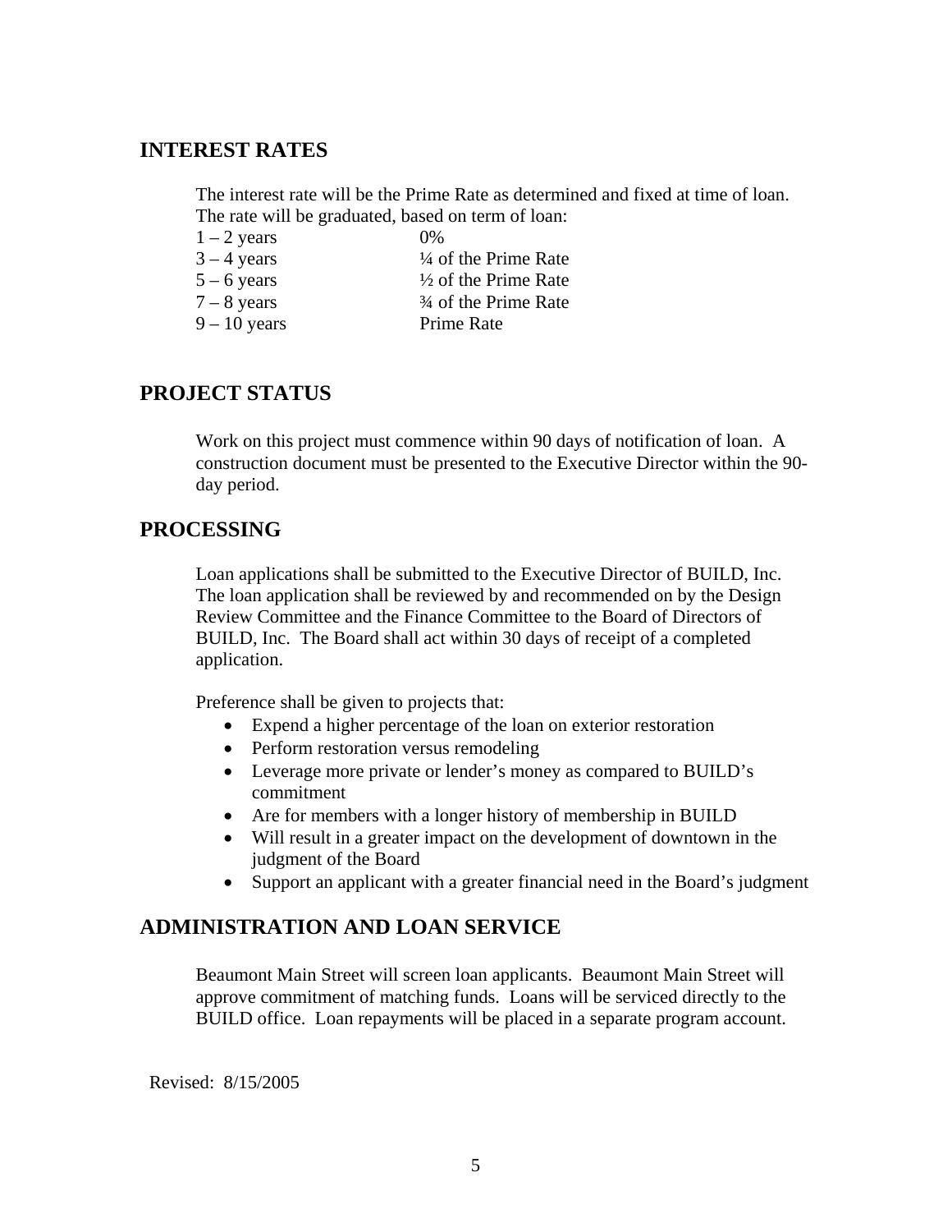## INTEREST RATES

The interest rate will be the Prime Rate as determined and fixed at time of loan. The rate will be graduated, based on term of loan:

| | |
|---|---|
| 1 – 2 years | 0% |
| 3 – 4 years | ¼ of the Prime Rate |
| 5 – 6 years | ½ of the Prime Rate |
| 7 – 8 years | ¾ of the Prime Rate |
| 9 – 10 years | Prime Rate |

## PROJECT STATUS

Work on this project must commence within 90 days of notification of loan. A construction document must be presented to the Executive Director within the 90-day period.

## PROCESSING

Loan applications shall be submitted to the Executive Director of BUILD, Inc. The loan application shall be reviewed by and recommended on by the Design Review Committee and the Finance Committee to the Board of Directors of BUILD, Inc. The Board shall act within 30 days of receipt of a completed application.

Preference shall be given to projects that:

- Expend a higher percentage of the loan on exterior restoration
- Perform restoration versus remodeling
- Leverage more private or lender's money as compared to BUILD's commitment
- Are for members with a longer history of membership in BUILD
- Will result in a greater impact on the development of downtown in the judgment of the Board
- Support an applicant with a greater financial need in the Board's judgment

## ADMINISTRATION AND LOAN SERVICE

Beaumont Main Street will screen loan applicants. Beaumont Main Street will approve commitment of matching funds. Loans will be serviced directly to the BUILD office. Loan repayments will be placed in a separate program account.

Revised: 8/15/2005